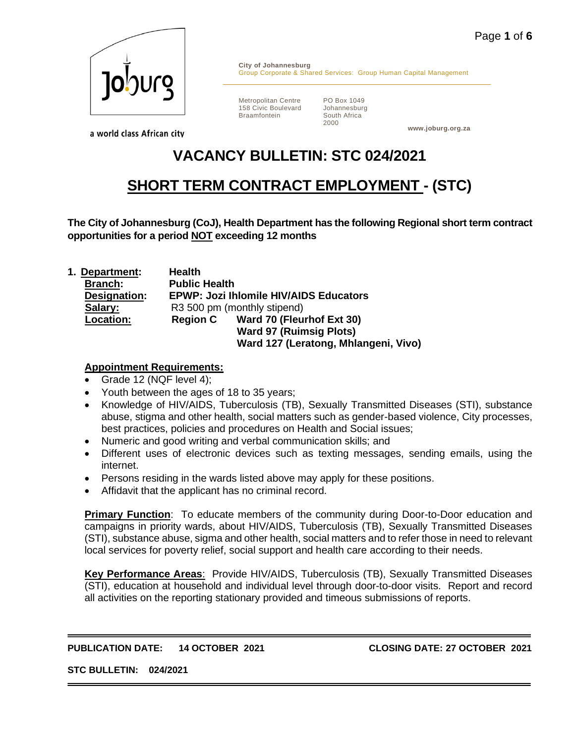a world class African city

**City of Johannesburg**
Group Corporate & Shared Services: Group Human Capital Management

Metropolitan Centre
158 Civic Boulevard
Braamfontein

PO Box 1049
Johannesburg
South Africa
2000

www.joburg.org.za

# VACANCY BULLETIN: STC 024/2021

# SHORT TERM CONTRACT EMPLOYMENT - (STC)

**The City of Johannesburg (CoJ), Health Department has the following Regional short term contract opportunities for a period NOT exceeding 12 months**

1. **Department:** **Health**
   **Branch:** **Public Health**
   **Designation:** **EPWP: Jozi Ihlomile HIV/AIDS Educators**
   **Salary:** R3 500 pm (monthly stipend)
   **Location:** **Region C** **Ward 70 (Fleurhof Ext 30)**
   **Ward 97 (Ruimsig Plots)**
   **Ward 127 (Leratong, Mhlangeni, Vivo)**

**Appointment Requirements:**

- Grade 12 (NQF level 4);
- Youth between the ages of 18 to 35 years;
- Knowledge of HIV/AIDS, Tuberculosis (TB), Sexually Transmitted Diseases (STI), substance abuse, stigma and other health, social matters such as gender-based violence, City processes, best practices, policies and procedures on Health and Social issues;
- Numeric and good writing and verbal communication skills; and
- Different uses of electronic devices such as texting messages, sending emails, using the internet.
- Persons residing in the wards listed above may apply for these positions.
- Affidavit that the applicant has no criminal record.

**Primary Function**: To educate members of the community during Door-to-Door education and campaigns in priority wards, about HIV/AIDS, Tuberculosis (TB), Sexually Transmitted Diseases (STI), substance abuse, sigma and other health, social matters and to refer those in need to relevant local services for poverty relief, social support and health care according to their needs.

**Key Performance Areas**: Provide HIV/AIDS, Tuberculosis (TB), Sexually Transmitted Diseases (STI), education at household and individual level through door-to-door visits. Report and record all activities on the reporting stationary provided and timeous submissions of reports.

**PUBLICATION DATE: 14 OCTOBER 2021** **CLOSING DATE: 27 OCTOBER 2021**

**STC BULLETIN: 024/2021**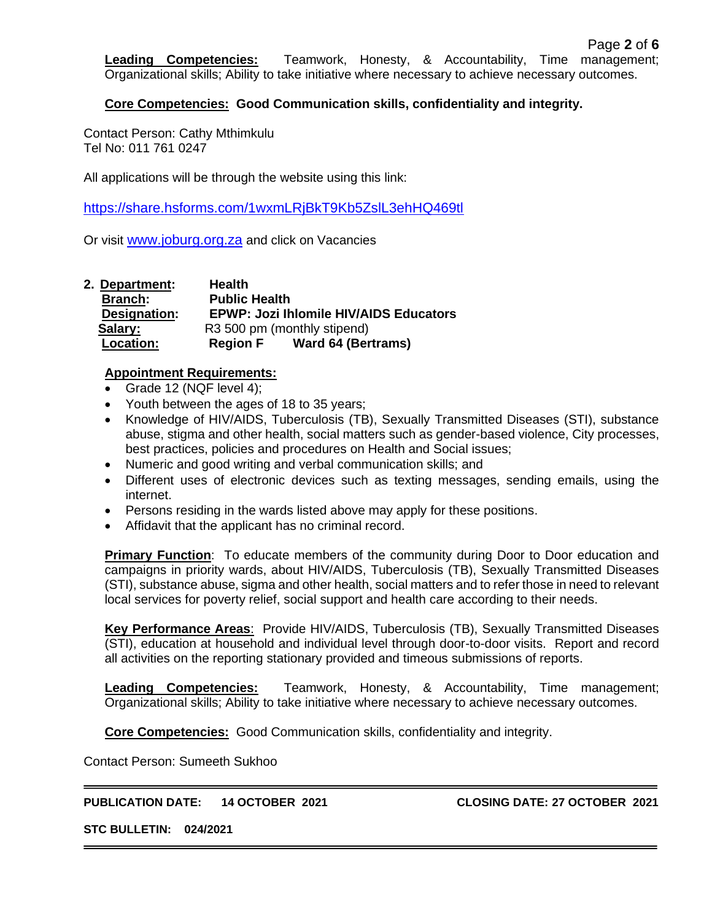**Leading Competencies:** Teamwork, Honesty, & Accountability, Time management; Organizational skills; Ability to take initiative where necessary to achieve necessary outcomes.

**Core Competencies: Good Communication skills, confidentiality and integrity.**

Contact Person: Cathy Mthimkulu
Tel No: 011 761 0247

All applications will be through the website using this link:

https://share.hsforms.com/1wxmLRjBkT9Kb5ZslL3ehHQ469tl

Or visit www.joburg.org.za and click on Vacancies

2. **Department:** **Health**
 **Branch:** **Public Health**
 **Designation:** **EPWP: Jozi Ihlomile HIV/AIDS Educators**
 **Salary:** R3 500 pm (monthly stipend)
 **Location:** **Region F Ward 64 (Bertrams)**

**Appointment Requirements:**

- Grade 12 (NQF level 4);
- Youth between the ages of 18 to 35 years;
- Knowledge of HIV/AIDS, Tuberculosis (TB), Sexually Transmitted Diseases (STI), substance abuse, stigma and other health, social matters such as gender-based violence, City processes, best practices, policies and procedures on Health and Social issues;
- Numeric and good writing and verbal communication skills; and
- Different uses of electronic devices such as texting messages, sending emails, using the internet.
- Persons residing in the wards listed above may apply for these positions.
- Affidavit that the applicant has no criminal record.

**Primary Function**: To educate members of the community during Door to Door education and campaigns in priority wards, about HIV/AIDS, Tuberculosis (TB), Sexually Transmitted Diseases (STI), substance abuse, sigma and other health, social matters and to refer those in need to relevant local services for poverty relief, social support and health care according to their needs.

**Key Performance Areas**: Provide HIV/AIDS, Tuberculosis (TB), Sexually Transmitted Diseases (STI), education at household and individual level through door-to-door visits. Report and record all activities on the reporting stationary provided and timeous submissions of reports.

**Leading Competencies:** Teamwork, Honesty, & Accountability, Time management; Organizational skills; Ability to take initiative where necessary to achieve necessary outcomes.

**Core Competencies:** Good Communication skills, confidentiality and integrity.

Contact Person: Sumeeth Sukhoo

**PUBLICATION DATE: 14 OCTOBER 2021** **CLOSING DATE: 27 OCTOBER 2021**

**STC BULLETIN: 024/2021**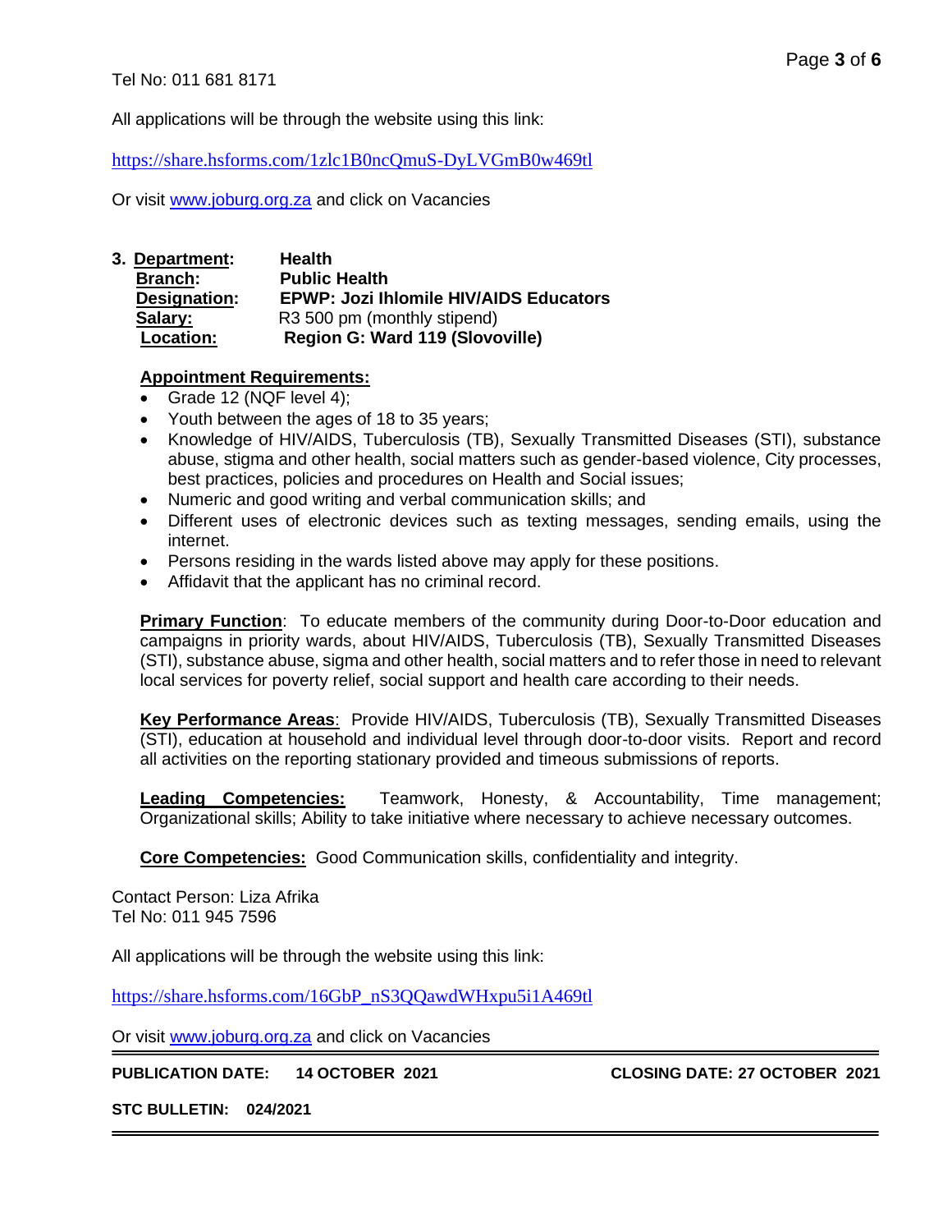Tel No: 011 681 8171

All applications will be through the website using this link:

https://share.hsforms.com/1zlc1B0ncQmuS-DyLVGmB0w469tl

Or visit www.joburg.org.za and click on Vacancies

**3. Department:** **Health**
**Branch:** **Public Health**
**Designation:** **EPWP: Jozi Ihlomile HIV/AIDS Educators**
**Salary:** R3 500 pm (monthly stipend)
**Location:** **Region G: Ward 119 (Slovoville)**

**Appointment Requirements:**

- Grade 12 (NQF level 4);
- Youth between the ages of 18 to 35 years;
- Knowledge of HIV/AIDS, Tuberculosis (TB), Sexually Transmitted Diseases (STI), substance abuse, stigma and other health, social matters such as gender-based violence, City processes, best practices, policies and procedures on Health and Social issues;
- Numeric and good writing and verbal communication skills; and
- Different uses of electronic devices such as texting messages, sending emails, using the internet.
- Persons residing in the wards listed above may apply for these positions.
- Affidavit that the applicant has no criminal record.

**Primary Function**: To educate members of the community during Door-to-Door education and campaigns in priority wards, about HIV/AIDS, Tuberculosis (TB), Sexually Transmitted Diseases (STI), substance abuse, sigma and other health, social matters and to refer those in need to relevant local services for poverty relief, social support and health care according to their needs.

**Key Performance Areas**: Provide HIV/AIDS, Tuberculosis (TB), Sexually Transmitted Diseases (STI), education at household and individual level through door-to-door visits. Report and record all activities on the reporting stationary provided and timeous submissions of reports.

**Leading Competencies:** Teamwork, Honesty, & Accountability, Time management; Organizational skills; Ability to take initiative where necessary to achieve necessary outcomes.

**Core Competencies:** Good Communication skills, confidentiality and integrity.

Contact Person: Liza Afrika
Tel No: 011 945 7596

All applications will be through the website using this link:

https://share.hsforms.com/16GbP_nS3QQawdWHxpu5i1A469tl

Or visit www.joburg.org.za and click on Vacancies

**PUBLICATION DATE: 14 OCTOBER 2021** **CLOSING DATE: 27 OCTOBER 2021**

**STC BULLETIN: 024/2021**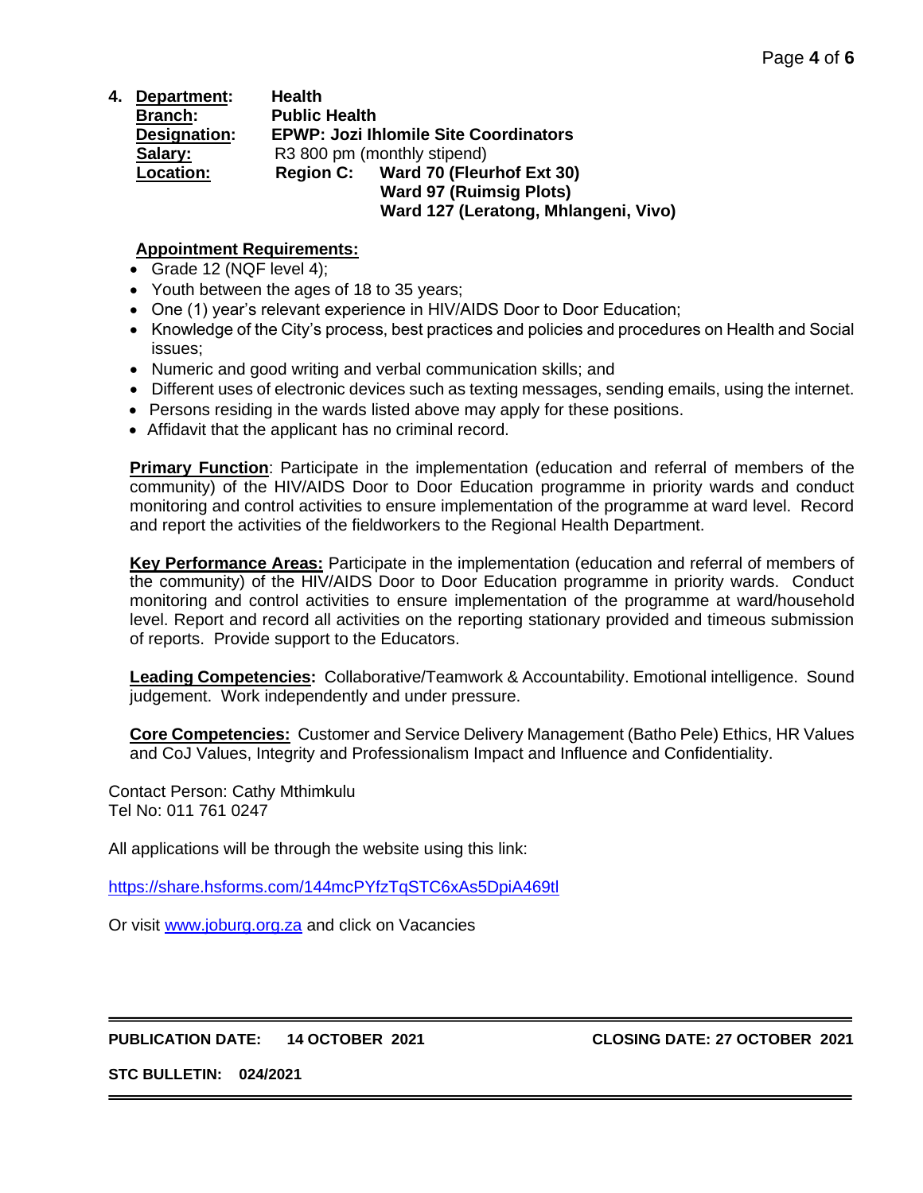4. **Department:** **Health**
   **Branch:** **Public Health**
   **Designation:** **EPWP: Jozi Ihlomile Site Coordinators**
   **Salary:** R3 800 pm (monthly stipend)
   **Location:** **Region C:** **Ward 70 (Fleurhof Ext 30)**
   **Ward 97 (Ruimsig Plots)**
   **Ward 127 (Leratong, Mhlangeni, Vivo)**

**Appointment Requirements:**

- Grade 12 (NQF level 4);
- Youth between the ages of 18 to 35 years;
- One (1) year's relevant experience in HIV/AIDS Door to Door Education;
- Knowledge of the City's process, best practices and policies and procedures on Health and Social issues;
- Numeric and good writing and verbal communication skills; and
- Different uses of electronic devices such as texting messages, sending emails, using the internet.
- Persons residing in the wards listed above may apply for these positions.
- Affidavit that the applicant has no criminal record.

**Primary Function**: Participate in the implementation (education and referral of members of the community) of the HIV/AIDS Door to Door Education programme in priority wards and conduct monitoring and control activities to ensure implementation of the programme at ward level. Record and report the activities of the fieldworkers to the Regional Health Department.

**Key Performance Areas:** Participate in the implementation (education and referral of members of the community) of the HIV/AIDS Door to Door Education programme in priority wards. Conduct monitoring and control activities to ensure implementation of the programme at ward/household level. Report and record all activities on the reporting stationary provided and timeous submission of reports. Provide support to the Educators.

**Leading Competencies:** Collaborative/Teamwork & Accountability. Emotional intelligence. Sound judgement. Work independently and under pressure.

**Core Competencies:** Customer and Service Delivery Management (Batho Pele) Ethics, HR Values and CoJ Values, Integrity and Professionalism Impact and Influence and Confidentiality.

Contact Person: Cathy Mthimkulu
Tel No: 011 761 0247

All applications will be through the website using this link:

https://share.hsforms.com/144mcPYfzTqSTC6xAs5DpiA469tl

Or visit www.joburg.org.za and click on Vacancies

---

**PUBLICATION DATE: 14 OCTOBER 2021** **CLOSING DATE: 27 OCTOBER 2021**

**STC BULLETIN: 024/2021**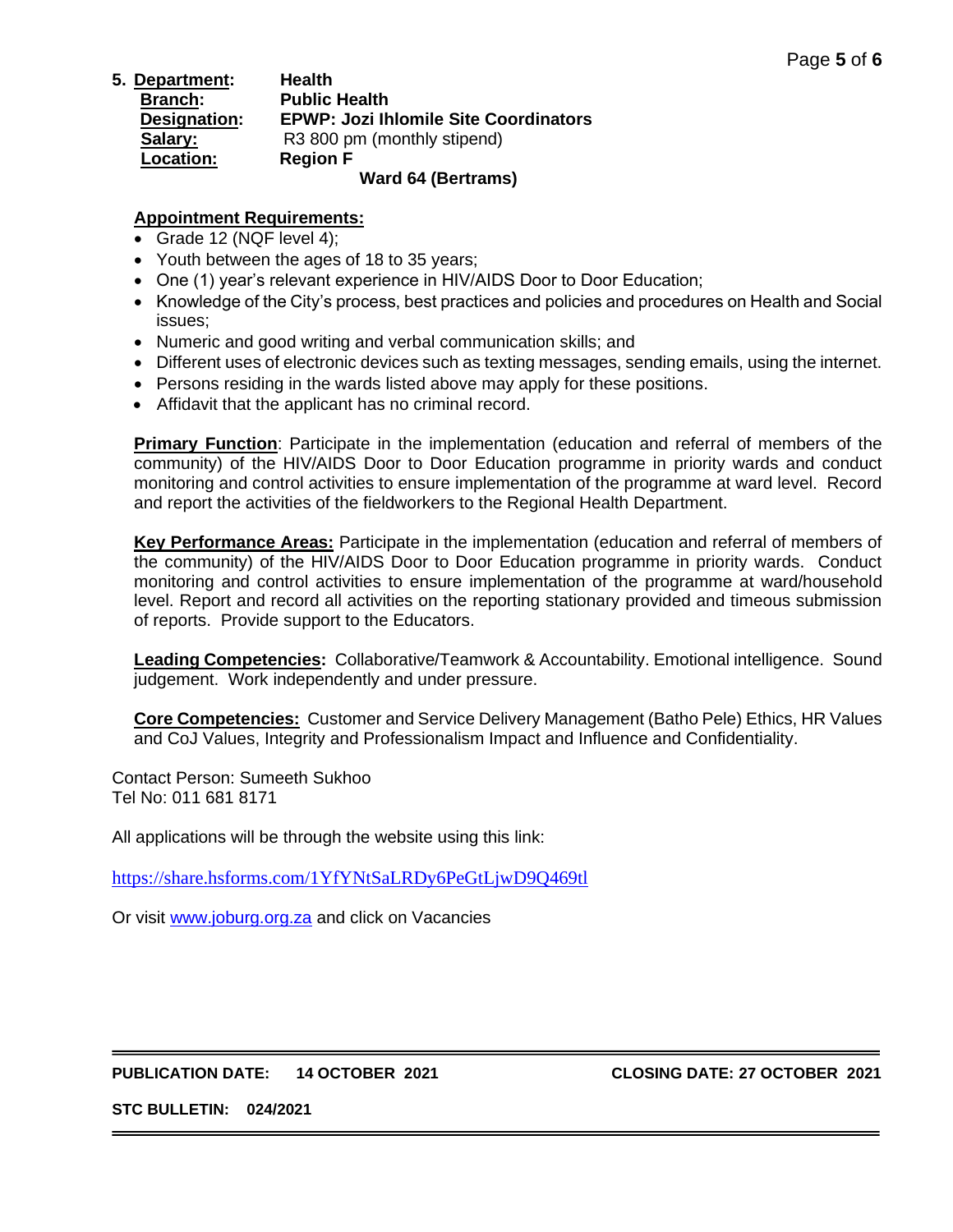5. **Department:** **Health**
**Branch:** **Public Health**
**Designation:** **EPWP: Jozi Ihlomile Site Coordinators**
**Salary:** R3 800 pm (monthly stipend)
**Location:** **Region F**
**Ward 64 (Bertrams)**

**Appointment Requirements:**

- Grade 12 (NQF level 4);
- Youth between the ages of 18 to 35 years;
- One (1) year's relevant experience in HIV/AIDS Door to Door Education;
- Knowledge of the City's process, best practices and policies and procedures on Health and Social issues;
- Numeric and good writing and verbal communication skills; and
- Different uses of electronic devices such as texting messages, sending emails, using the internet.
- Persons residing in the wards listed above may apply for these positions.
- Affidavit that the applicant has no criminal record.

**Primary Function**: Participate in the implementation (education and referral of members of the community) of the HIV/AIDS Door to Door Education programme in priority wards and conduct monitoring and control activities to ensure implementation of the programme at ward level. Record and report the activities of the fieldworkers to the Regional Health Department.

**Key Performance Areas:** Participate in the implementation (education and referral of members of the community) of the HIV/AIDS Door to Door Education programme in priority wards. Conduct monitoring and control activities to ensure implementation of the programme at ward/household level. Report and record all activities on the reporting stationary provided and timeous submission of reports. Provide support to the Educators.

**Leading Competencies:** Collaborative/Teamwork & Accountability. Emotional intelligence. Sound judgement. Work independently and under pressure.

**Core Competencies:** Customer and Service Delivery Management (Batho Pele) Ethics, HR Values and CoJ Values, Integrity and Professionalism Impact and Influence and Confidentiality.

Contact Person: Sumeeth Sukhoo
Tel No: 011 681 8171

All applications will be through the website using this link:

https://share.hsforms.com/1YfYNtSaLRDy6PeGtLjwD9Q469tl

Or visit www.joburg.org.za and click on Vacancies

**PUBLICATION DATE: 14 OCTOBER 2021** **CLOSING DATE: 27 OCTOBER 2021**

**STC BULLETIN: 024/2021**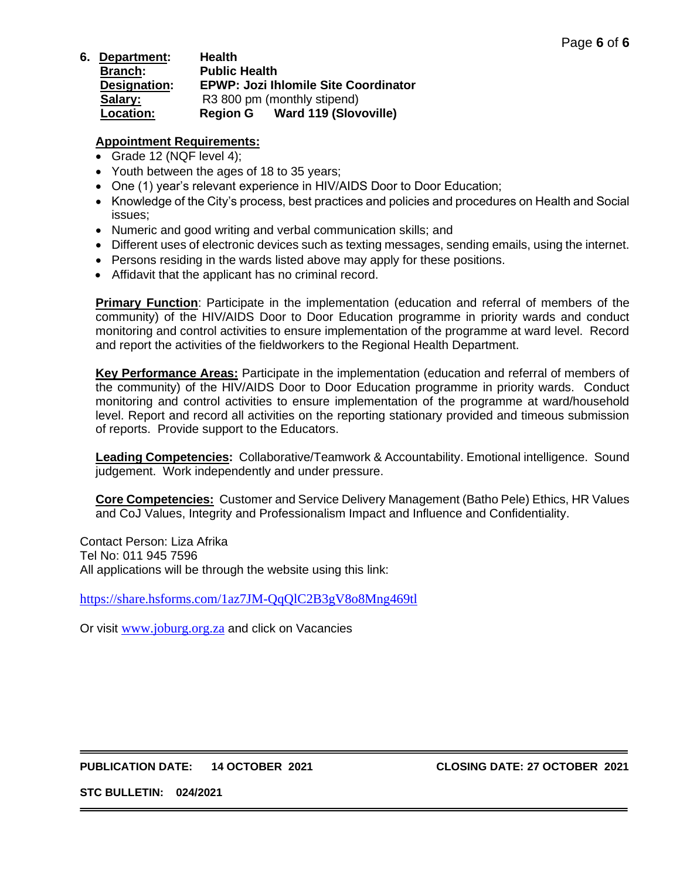6. **Department:** **Health**
**Branch:** **Public Health**
**Designation:** **EPWP: Jozi Ihlomile Site Coordinator**
**Salary:** R3 800 pm (monthly stipend)
**Location:** **Region G Ward 119 (Slovoville)**

**Appointment Requirements:**

- Grade 12 (NQF level 4);
- Youth between the ages of 18 to 35 years;
- One (1) year's relevant experience in HIV/AIDS Door to Door Education;
- Knowledge of the City's process, best practices and policies and procedures on Health and Social issues;
- Numeric and good writing and verbal communication skills; and
- Different uses of electronic devices such as texting messages, sending emails, using the internet.
- Persons residing in the wards listed above may apply for these positions.
- Affidavit that the applicant has no criminal record.

**Primary Function**: Participate in the implementation (education and referral of members of the community) of the HIV/AIDS Door to Door Education programme in priority wards and conduct monitoring and control activities to ensure implementation of the programme at ward level. Record and report the activities of the fieldworkers to the Regional Health Department.

**Key Performance Areas:** Participate in the implementation (education and referral of members of the community) of the HIV/AIDS Door to Door Education programme in priority wards. Conduct monitoring and control activities to ensure implementation of the programme at ward/household level. Report and record all activities on the reporting stationary provided and timeous submission of reports. Provide support to the Educators.

**Leading Competencies:** Collaborative/Teamwork & Accountability. Emotional intelligence. Sound judgement. Work independently and under pressure.

**Core Competencies:** Customer and Service Delivery Management (Batho Pele) Ethics, HR Values and CoJ Values, Integrity and Professionalism Impact and Influence and Confidentiality.

Contact Person: Liza Afrika
Tel No: 011 945 7596
All applications will be through the website using this link:

https://share.hsforms.com/1az7JM-QqQlC2B3gV8o8Mng469tl

Or visit www.joburg.org.za and click on Vacancies

**PUBLICATION DATE: 14 OCTOBER 2021** **CLOSING DATE: 27 OCTOBER 2021**

**STC BULLETIN: 024/2021**